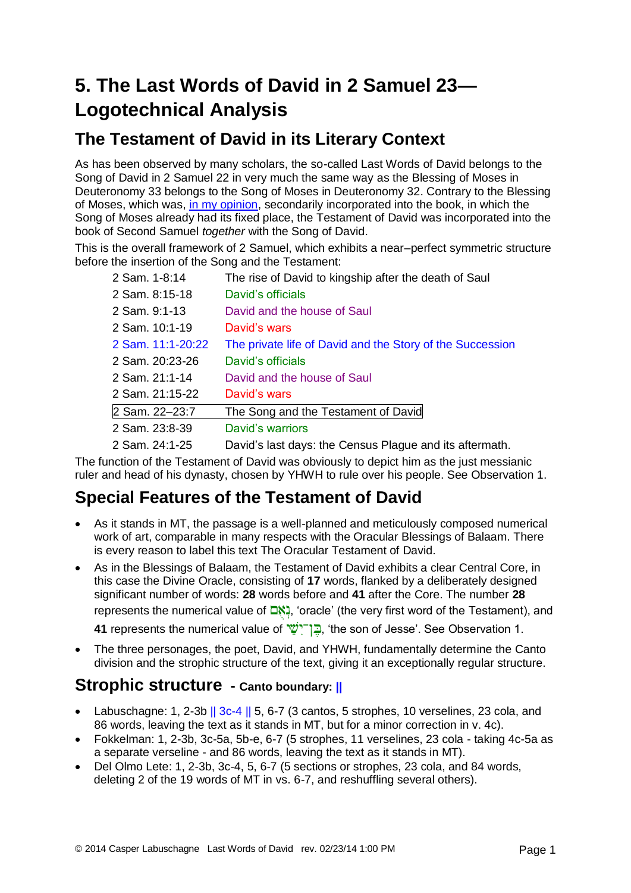# 5. The Last Words of David in 2 Samuel 23—Logotechnical Analysis

## The Testament of David in its Literary Context

As has been observed by many scholars, the so-called Last Words of David belongs to the Song of David in 2 Samuel 22 in very much the same way as the Blessing of Moses in Deuteronomy 33 belongs to the Song of Moses in Deuteronomy 32. Contrary to the Blessing of Moses, which was, in my opinion, secondarily incorporated into the book, in which the Song of Moses already had its fixed place, the Testament of David was incorporated into the book of Second Samuel *together* with the Song of David.

This is the overall framework of 2 Samuel, which exhibits a near–perfect symmetric structure before the insertion of the Song and the Testament:

| | |
|---|---|
| 2 Sam. 1-8:14 | The rise of David to kingship after the death of Saul |
| 2 Sam. 8:15-18 | David's officials |
| 2 Sam. 9:1-13 | David and the house of Saul |
| 2 Sam. 10:1-19 | David's wars |
| 2 Sam. 11:1-20:22 | The private life of David and the Story of the Succession |
| 2 Sam. 20:23-26 | David's officials |
| 2 Sam. 21:1-14 | David and the house of Saul |
| 2 Sam. 21:15-22 | David's wars |
| 2 Sam. 22–23:7 | The Song and the Testament of David |
| 2 Sam. 23:8-39 | David's warriors |
| 2 Sam. 24:1-25 | David's last days: the Census Plague and its aftermath. |

The function of the Testament of David was obviously to depict him as the just messianic ruler and head of his dynasty, chosen by YHWH to rule over his people. See Observation 1.

## Special Features of the Testament of David

- As it stands in MT, the passage is a well-planned and meticulously composed numerical work of art, comparable in many respects with the Oracular Blessings of Balaam. There is every reason to label this text The Oracular Testament of David.
- As in the Blessings of Balaam, the Testament of David exhibits a clear Central Core, in this case the Divine Oracle, consisting of **17** words, flanked by a deliberately designed significant number of words: **28** words before and **41** after the Core. The number **28** represents the numerical value of נְאֻם, 'oracle' (the very first word of the Testament), and **41** represents the numerical value of בֶּן־יִשַׁי, 'the son of Jesse'. See Observation 1.
- The three personages, the poet, David, and YHWH, fundamentally determine the Canto division and the strophic structure of the text, giving it an exceptionally regular structure.

## Strophic structure - Canto boundary: ||

- Labuschagne: 1, 2-3b || 3c-4 || 5, 6-7 (3 cantos, 5 strophes, 10 verselines, 23 cola, and 86 words, leaving the text as it stands in MT, but for a minor correction in v. 4c).
- Fokkelman: 1, 2-3b, 3c-5a, 5b-e, 6-7 (5 strophes, 11 verselines, 23 cola - taking 4c-5a as a separate verseline - and 86 words, leaving the text as it stands in MT).
- Del Olmo Lete: 1, 2-3b, 3c-4, 5, 6-7 (5 sections or strophes, 23 cola, and 84 words, deleting 2 of the 19 words of MT in vs. 6-7, and reshuffling several others).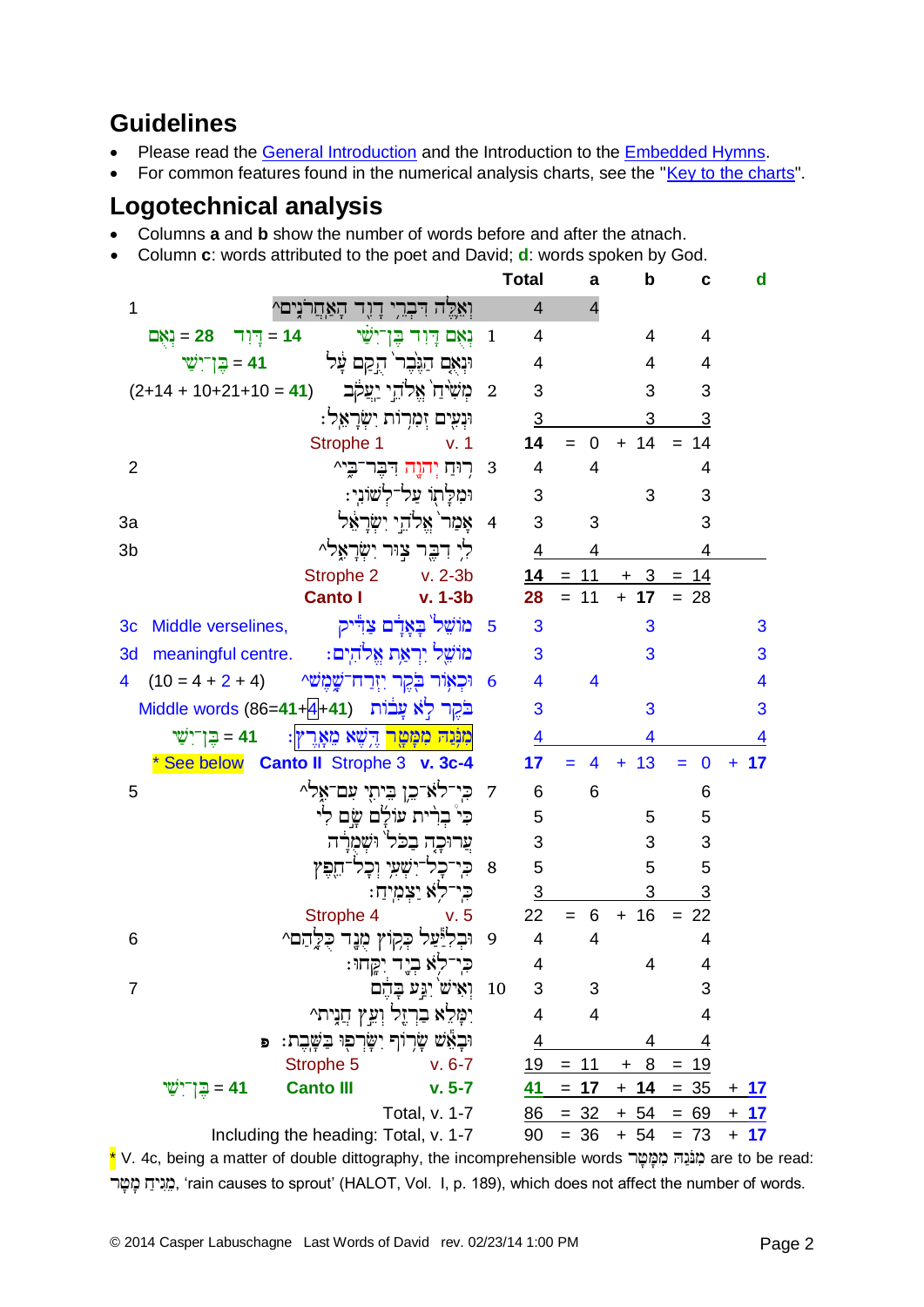## Guidelines

- Please read the General Introduction and the Introduction to the Embedded Hymns.
- For common features found in the numerical analysis charts, see the "Key to the charts".

## Logotechnical analysis

- Columns **a** and **b** show the number of words before and after the atnach.
- Column **c**: words attributed to the poet and David; **d**: words spoken by God.

| | | | Total | a | b | c | d |
|---|---|---|---|---|---|---|---|
| 1 | וְאֵלֶּה דִּבְרֵי דָוִד הָאַחֲרֹנִים^ | | 4 | 4 | | | |
| נְאֻם = 28 דָּוִד = 14 | נְאֻם דָּוִד בֶּן־יִשַׁי | 1 | 4 | | 4 | 4 | |
| בֶּן־יִשַׁי = 41 | וּנְאֻם הַגֶּבֶר הֻקַם עָל | | 4 | | 4 | 4 | |
| (2+14 + 10+21+10 = 41) | מְשִׁיחַ אֱלֹהֵי יַעֲקֹב | 2 | 3 | | 3 | 3 | |
| | וּנְעִים זְמִרוֹת יִשְׂרָאֵל׃ | | 3 | | 3 | 3 | |
| | Strophe 1 v. 1 | | **14** | = 0 | + 14 | = 14 | |
| 2 | רוּחַ יְהוָה דִּבֶּר־בִּי^ | 3 | 4 | 4 | | 4 | |
| | וּמִלָּתוֹ עַל־לְשׁוֹנִי׃ | | 3 | | 3 | 3 | |
| 3a | אָמַר אֱלֹהֵי יִשְׂרָאֵל | 4 | 3 | 3 | | 3 | |
| 3b | לִי דִבֶּר צוּר יִשְׂרָאֵל^ | | 4 | 4 | | 4 | |
| | Strophe 2 v. 2-3b | | **14** | = 11 | + 3 | = 14 | |
| | **Canto I v. 1-3b** | | **28** | = 11 | + **17** | = 28 | |
| 3c Middle verselines, | מוֹשֵׁל בָּאָדָם צַדִּיק | 5 | 3 | | 3 | | 3 |
| 3d meaningful centre. | מוֹשֵׁל יִרְאַת אֱלֹהִים׃ | | 3 | | 3 | | 3 |
| 4 (10 = 4 + 2 + 4) | וּכְאוֹר בֹּקֶר יִזְרַח־שָׁמֶשׁ^ | 6 | 4 | 4 | | | 4 |
| Middle words (86=**41**+4+**41**) | בֹּקֶר לֹא עָבוֹת | | 3 | | 3 | | 3 |
| בֶּן־יִשַׁי = 41 | מִנֹּגַהּ מִמָּטָר דֶּשֶׁא מֵאָרֶץ׃ | | 4 | | 4 | | 4 |
| * See below | **Canto II** Strophe 3 **v. 3c-4** | | **17** | = 4 | + 13 | = 0 | + **17** |
| 5 | כִּי־לֹא־כֵן בֵּיתִי עִם־אֵל^ | 7 | 6 | 6 | | 6 | |
| | כִּי בְרִית עוֹלָם שָׂם לִי | | 5 | | 5 | 5 | |
| | עֲרוּכָה בַכֹּל וּשְׁמֻרָה | | 3 | | 3 | 3 | |
| | כִּי־כָל־יִשְׁעִי וְכָל־חֵפֶץ | 8 | 5 | | 5 | 5 | |
| | כִּי־לֹא יַצְמִיחַ׃ | | 3 | | 3 | 3 | |
| | Strophe 4 v. 5 | | 22 | = 6 | + 16 | = 22 | |
| 6 | וּבְלִיַּעַל כְּקוֹץ מֻנָד כֻּלָּהֶם^ | 9 | 4 | 4 | | 4 | |
| | כִּי־לֹא בְיָד יִקָּחוּ׃ | | 4 | | 4 | 4 | |
| 7 | וְאִישׁ יִגַּע בָּהֶם | 10 | 3 | 3 | | 3 | |
| | יִמָּלֵא בַרְזֶל וְעֵץ חֲנִית^ | | 4 | 4 | | 4 | |
| | וּבָאֵשׁ שָׂרוֹף יִשָּׂרְפוּ בַּשָּׁבֶת׃ פ | | 4 | | 4 | 4 | |
| | Strophe 5 v. 6-7 | | 19 | = 11 | + 8 | = 19 | |
| בֶּן־יִשַׁי = 41 | **Canto III v. 5-7** | | **41** | = **17** | + **14** | = 35 | + **17** |
| | Total, v. 1-7 | | 86 | = 32 | + 54 | = 69 | + **17** |
| | Including the heading: Total, v. 1-7 | | 90 | = 36 | + 54 | = 73 | + **17** |

\* V. 4c, being a matter of double dittography, the incomprehensible words מִנֹּגַהּ מִמָּטָר are to be read: מֵנִיחַ מָטָר, 'rain causes to sprout' (HALOT, Vol. I, p. 189), which does not affect the number of words.

© 2014 Casper Labuschagne Last Words of David rev. 02/23/14 1:00 PM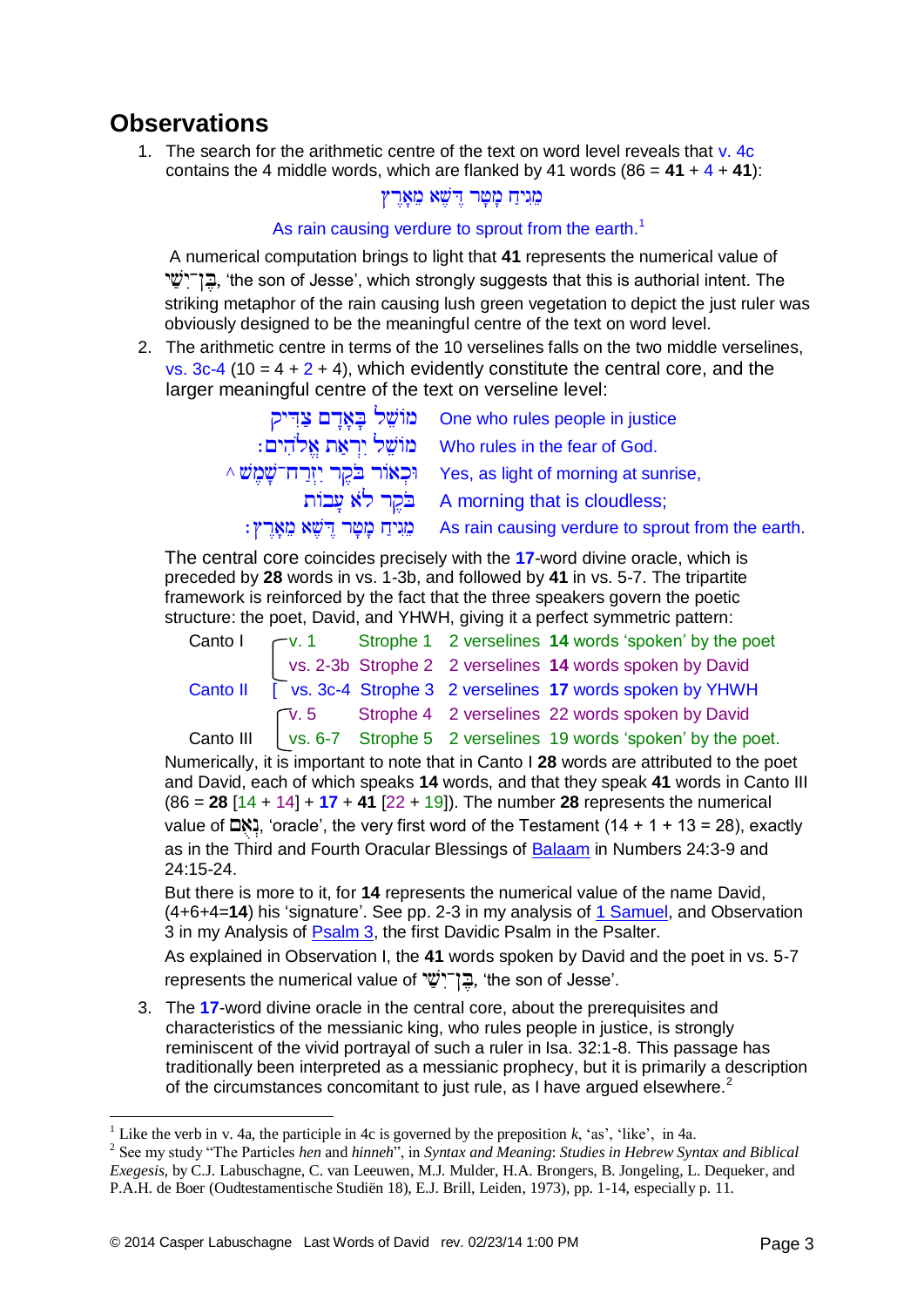## Observations

1. The search for the arithmetic centre of the text on word level reveals that v. 4c contains the 4 middle words, which are flanked by 41 words (86 = **41** + 4 + **41**):

   מַנִּיחַ מָטָר דֶּשֶׁא מֵאָרֶץ

   As rain causing verdure to sprout from the earth.[1]

   A numerical computation brings to light that **41** represents the numerical value of בֶּן־יִשַׁי, 'the son of Jesse', which strongly suggests that this is authorial intent. The striking metaphor of the rain causing lush green vegetation to depict the just ruler was obviously designed to be the meaningful centre of the text on word level.

2. The arithmetic centre in terms of the 10 verselines falls on the two middle verselines, vs. 3c-4 (10 = 4 + 2 + 4), which evidently constitute the central core, and the larger meaningful centre of the text on verseline level:

   | | |
   |---|---|
   | מוֹשֵׁל בָּאָדָם צַדִּיק | One who rules people in justice |
   | מוֹשֵׁל יִרְאַת אֱלֹהִים׃ | Who rules in the fear of God. |
   | וּכְאוֹר בֹּקֶר יִזְרַח־שָׁמֶשׁ ^ | Yes, as light of morning at sunrise, |
   | בֹּקֶר לֹא עָבוֹת | A morning that is cloudless; |
   | מַנִּיחַ מָטָר דֶּשֶׁא מֵאָרֶץ׃ | As rain causing verdure to sprout from the earth. |

   The central core coincides precisely with the **17**-word divine oracle, which is preceded by **28** words in vs. 1-3b, and followed by **41** in vs. 5-7. The tripartite framework is reinforced by the fact that the three speakers govern the poetic structure: the poet, David, and YHWH, giving it a perfect symmetric pattern:

   | | | | | |
   |---|---|---|---|---|
   | Canto I | v. 1 | Strophe 1 | 2 verselines | **14** words 'spoken' by the poet |
   | | vs. 2-3b | Strophe 2 | 2 verselines | **14** words spoken by David |
   | Canto II | vs. 3c-4 | Strophe 3 | 2 verselines | **17** words spoken by YHWH |
   | | v. 5 | Strophe 4 | 2 verselines | 22 words spoken by David |
   | Canto III | vs. 6-7 | Strophe 5 | 2 verselines | 19 words 'spoken' by the poet. |

   Numerically, it is important to note that in Canto I **28** words are attributed to the poet and David, each of which speaks **14** words, and that they speak **41** words in Canto III (86 = **28** [14 + 14] + **17** + **41** [22 + 19]). The number **28** represents the numerical value of נְאֻם, 'oracle', the very first word of the Testament (14 + 1 + 13 = 28), exactly as in the Third and Fourth Oracular Blessings of Balaam in Numbers 24:3-9 and 24:15-24.

   But there is more to it, for **14** represents the numerical value of the name David, (4+6+4=**14**) his 'signature'. See pp. 2-3 in my analysis of 1 Samuel, and Observation 3 in my Analysis of Psalm 3, the first Davidic Psalm in the Psalter.

   As explained in Observation I, the **41** words spoken by David and the poet in vs. 5-7 represents the numerical value of בֶּן־יִשַׁי, 'the son of Jesse'.

3. The **17**-word divine oracle in the central core, about the prerequisites and characteristics of the messianic king, who rules people in justice, is strongly reminiscent of the vivid portrayal of such a ruler in Isa. 32:1-8. This passage has traditionally been interpreted as a messianic prophecy, but it is primarily a description of the circumstances concomitant to just rule, as I have argued elsewhere.[2]

---

[1] Like the verb in v. 4a, the participle in 4c is governed by the preposition *k*, 'as', 'like', in 4a.

[2] See my study "The Particles *hen* and *hinneh*", in *Syntax and Meaning: Studies in Hebrew Syntax and Biblical Exegesis*, by C.J. Labuschagne, C. van Leeuwen, M.J. Mulder, H.A. Brongers, B. Jongeling, L. Dequeker, and P.A.H. de Boer (Oudtestamentische Studiën 18), E.J. Brill, Leiden, 1973), pp. 1-14, especially p. 11.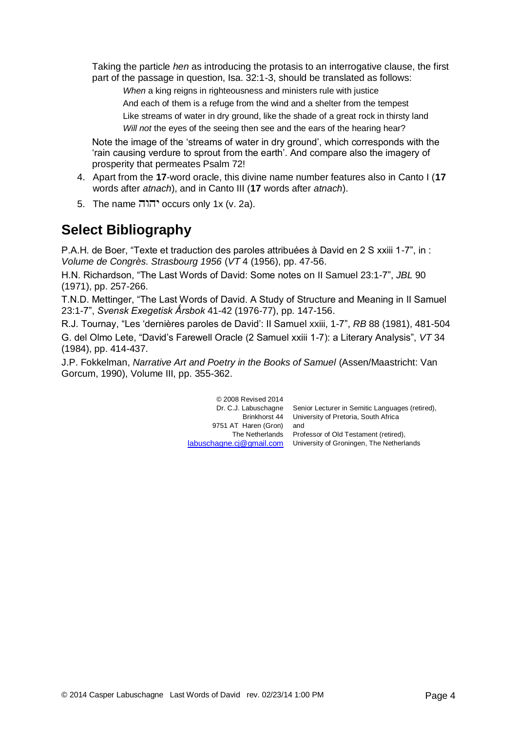Taking the particle *hen* as introducing the protasis to an interrogative clause, the first part of the passage in question, Isa. 32:1-3, should be translated as follows:

> *When* a king reigns in righteousness and ministers rule with justice
> And each of them is a refuge from the wind and a shelter from the tempest
> Like streams of water in dry ground, like the shade of a great rock in thirsty land
> *Will not* the eyes of the seeing then see and the ears of the hearing hear?

Note the image of the 'streams of water in dry ground', which corresponds with the 'rain causing verdure to sprout from the earth'. And compare also the imagery of prosperity that permeates Psalm 72!

4. Apart from the **17**-word oracle, this divine name number features also in Canto I (**17** words after *atnach*), and in Canto III (**17** words after *atnach*).
5. The name יהוה occurs only 1x (v. 2a).

## Select Bibliography

P.A.H. de Boer, "Texte et traduction des paroles attribuées à David en 2 S xxiii 1-7", in : *Volume de Congrès. Strasbourg 1956* (*VT* 4 (1956), pp. 47-56.

H.N. Richardson, "The Last Words of David: Some notes on II Samuel 23:1-7", *JBL* 90 (1971), pp. 257-266.

T.N.D. Mettinger, "The Last Words of David. A Study of Structure and Meaning in II Samuel 23:1-7", *Svensk Exegetisk Årsbok* 41-42 (1976-77), pp. 147-156.

R.J. Tournay, "Les 'dernières paroles de David': II Samuel xxiii, 1-7", *RB* 88 (1981), 481-504

G. del Olmo Lete, "David's Farewell Oracle (2 Samuel xxiii 1-7): a Literary Analysis", *VT* 34 (1984), pp. 414-437.

J.P. Fokkelman, *Narrative Art and Poetry in the Books of Samuel* (Assen/Maastricht: Van Gorcum, 1990), Volume III, pp. 355-362.

© 2008 Revised 2014
Dr. C.J. Labuschagne
Brinkhorst 44
9751 AT Haren (Gron)
The Netherlands
labuschagne.cj@gmail.com

Senior Lecturer in Semitic Languages (retired),
University of Pretoria, South Africa
and
Professor of Old Testament (retired),
University of Groningen, The Netherlands